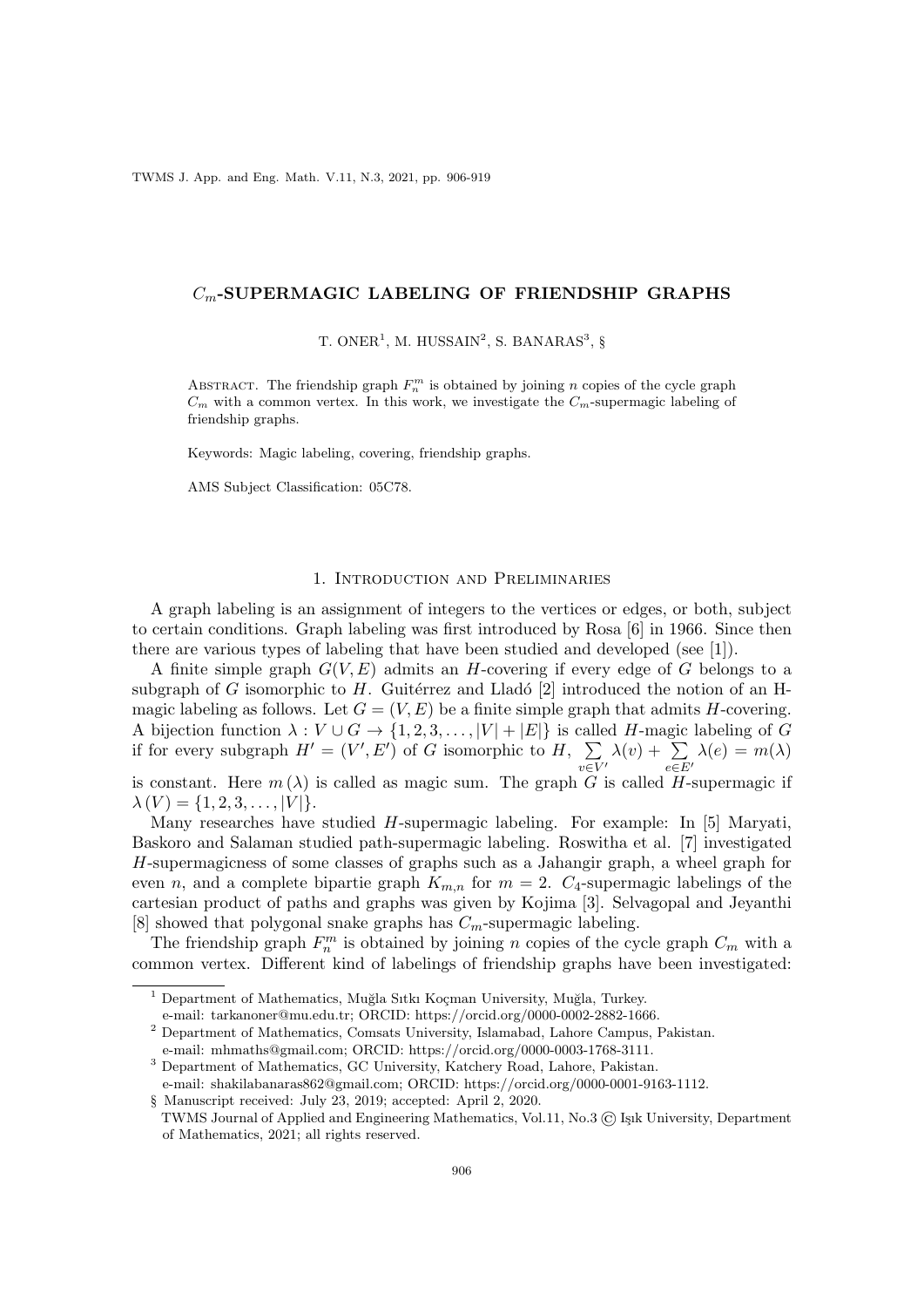# $C_m$-SUPERMAGIC LABELING OF FRIENDSHIP GRAPHS

T. ONER[1], M. HUSSAIN[2], S. BANARAS[3], §

Abstract. The friendship graph $F_n^m$ is obtained by joining $n$ copies of the cycle graph $C_m$ with a common vertex. In this work, we investigate the $C_m$-supermagic labeling of friendship graphs.

Keywords: Magic labeling, covering, friendship graphs.

AMS Subject Classification: 05C78.

## 1. Introduction and Preliminaries

A graph labeling is an assignment of integers to the vertices or edges, or both, subject to certain conditions. Graph labeling was first introduced by Rosa [6] in 1966. Since then there are various types of labeling that have been studied and developed (see [1]).

A finite simple graph $G(V, E)$ admits an $H$-covering if every edge of $G$ belongs to a subgraph of $G$ isomorphic to $H$. Guitérrez and Lladó [2] introduced the notion of an H-magic labeling as follows. Let $G = (V, E)$ be a finite simple graph that admits $H$-covering. A bijection function $\lambda : V \cup G \to \{1, 2, 3, \ldots, |V| + |E|\}$ is called $H$-magic labeling of $G$ if for every subgraph $H' = (V', E')$ of $G$ isomorphic to $H$, $\sum_{v \in V'} \lambda(v) + \sum_{e \in E'} \lambda(e) = m(\lambda)$ is constant. Here $m(\lambda)$ is called as magic sum. The graph $G$ is called $H$-supermagic if $\lambda(V) = \{1, 2, 3, \ldots, |V|\}$.

Many researches have studied $H$-supermagic labeling. For example: In [5] Maryati, Baskoro and Salaman studied path-supermagic labeling. Roswitha et al. [7] investigated $H$-supermagicness of some classes of graphs such as a Jahangir graph, a wheel graph for even $n$, and a complete bipartie graph $K_{m,n}$ for $m = 2$. $C_4$-supermagic labelings of the cartesian product of paths and graphs was given by Kojima [3]. Selvagopal and Jeyanthi [8] showed that polygonal snake graphs has $C_m$-supermagic labeling.

The friendship graph $F_n^m$ is obtained by joining $n$ copies of the cycle graph $C_m$ with a common vertex. Different kind of labelings of friendship graphs have been investigated:

---

[1] Department of Mathematics, Muğla Sıtkı Koçman University, Muğla, Turkey.
e-mail: tarkanoner@mu.edu.tr; ORCID: https://orcid.org/0000-0002-2882-1666.

[2] Department of Mathematics, Comsats University, Islamabad, Lahore Campus, Pakistan.
e-mail: mhmaths@gmail.com; ORCID: https://orcid.org/0000-0003-1768-3111.

[3] Department of Mathematics, GC University, Katchery Road, Lahore, Pakistan.
e-mail: shakilabanaras862@gmail.com; ORCID: https://orcid.org/0000-0001-9163-1112.

§ Manuscript received: July 23, 2019; accepted: April 2, 2020.
TWMS Journal of Applied and Engineering Mathematics, Vol.11, No.3 © Işık University, Department of Mathematics, 2021; all rights reserved.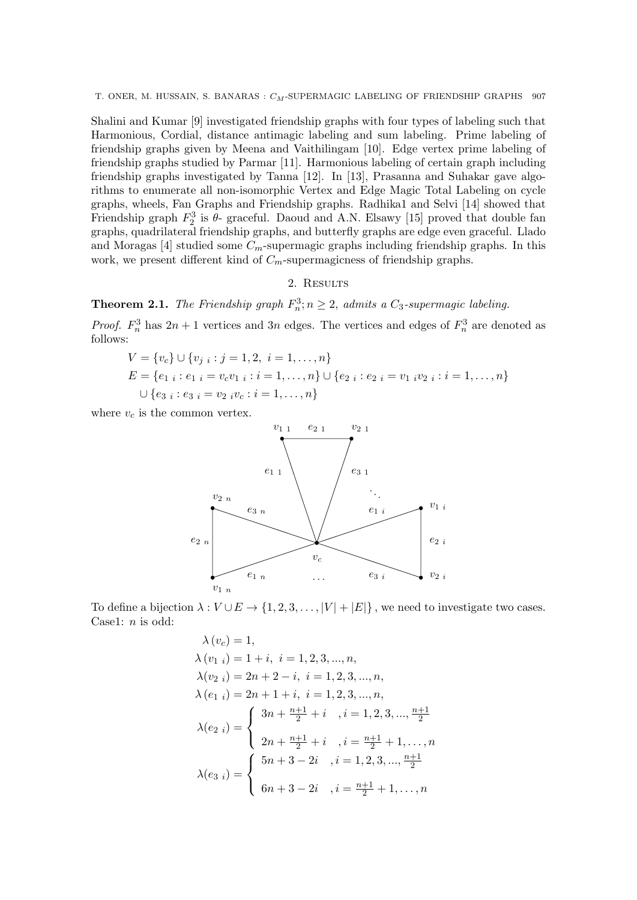Shalini and Kumar [9] investigated friendship graphs with four types of labeling such that Harmonious, Cordial, distance antimagic labeling and sum labeling. Prime labeling of friendship graphs given by Meena and Vaithilingam [10]. Edge vertex prime labeling of friendship graphs studied by Parmar [11]. Harmonious labeling of certain graph including friendship graphs investigated by Tanna [12]. In [13], Prasanna and Suhakar gave algorithms to enumerate all non-isomorphic Vertex and Edge Magic Total Labeling on cycle graphs, wheels, Fan Graphs and Friendship graphs. Radhika1 and Selvi [14] showed that Friendship graph $F_2^3$ is $\theta$- graceful. Daoud and A.N. Elsawy [15] proved that double fan graphs, quadrilateral friendship graphs, and butterfly graphs are edge even graceful. Llado and Moragas [4] studied some $C_m$-supermagic graphs including friendship graphs. In this work, we present different kind of $C_m$-supermagicness of friendship graphs.

## 2. Results

**Theorem 2.1.** *The Friendship graph $F_n^3; n \geq 2$, admits a $C_3$-supermagic labeling.*

*Proof.* $F_n^3$ has $2n+1$ vertices and $3n$ edges. The vertices and edges of $F_n^3$ are denoted as follows:

$$V = \{v_c\} \cup \{v_{j\ i} : j = 1, 2,\ i = 1, \ldots, n\}$$
$$E = \{e_{1\ i} : e_{1\ i} = v_c v_{1\ i} : i = 1, \ldots, n\} \cup \{e_{2\ i} : e_{2\ i} = v_{1\ i} v_{2\ i} : i = 1, \ldots, n\}$$
$$\cup \{e_{3\ i} : e_{3\ i} = v_{2\ i} v_c : i = 1, \ldots, n\}$$

where $v_c$ is the common vertex.

To define a bijection $\lambda : V \cup E \to \{1, 2, 3, \ldots, |V| + |E|\}$, we need to investigate two cases.
Case1: $n$ is odd:

$$\lambda(v_c) = 1,$$
$$\lambda(v_{1\ i}) = 1 + i,\ i = 1, 2, 3, ..., n,$$
$$\lambda(v_{2\ i}) = 2n + 2 - i,\ i = 1, 2, 3, ..., n,$$
$$\lambda(e_{1\ i}) = 2n + 1 + i,\ i = 1, 2, 3, ..., n,$$
$$\lambda(e_{2\ i}) = \begin{cases} 3n + \frac{n+1}{2} + i & , i = 1, 2, 3, ..., \frac{n+1}{2} \\ 2n + \frac{n+1}{2} + i & , i = \frac{n+1}{2} + 1, \ldots, n \end{cases}$$
$$\lambda(e_{3\ i}) = \begin{cases} 5n + 3 - 2i & , i = 1, 2, 3, ..., \frac{n+1}{2} \\ 6n + 3 - 2i & , i = \frac{n+1}{2} + 1, \ldots, n \end{cases}$$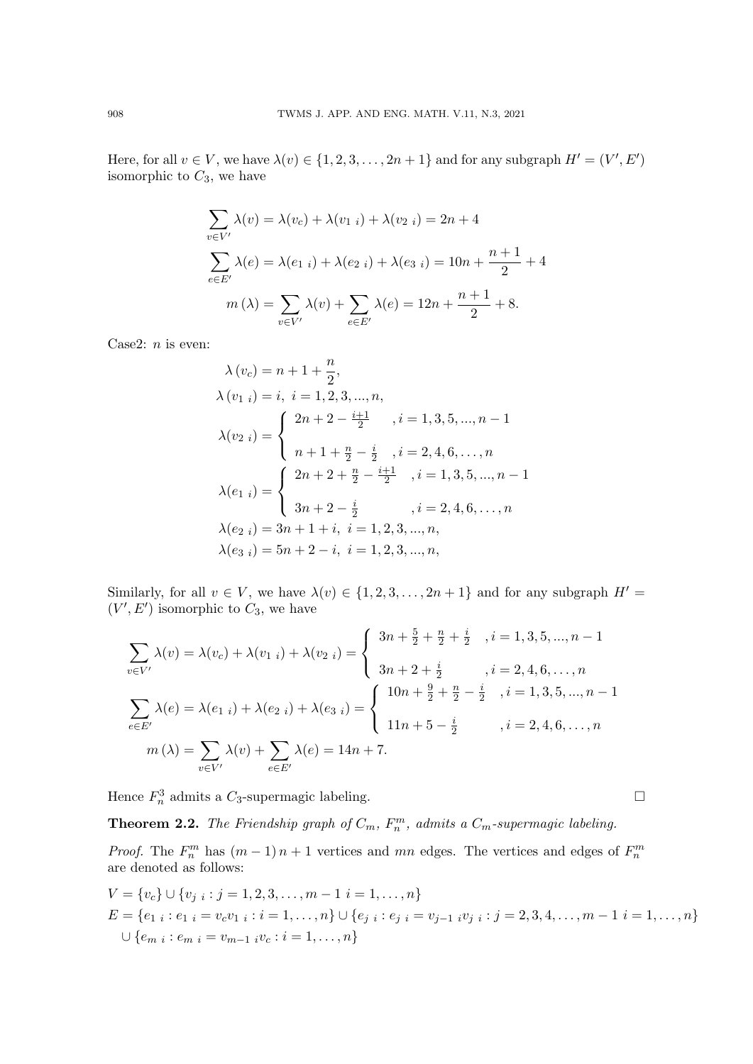Here, for all $v \in V$, we have $\lambda(v) \in \{1, 2, 3, \ldots, 2n+1\}$ and for any subgraph $H' = (V', E')$ isomorphic to $C_3$, we have

$$\sum_{v \in V'} \lambda(v) = \lambda(v_c) + \lambda(v_{1\ i}) + \lambda(v_{2\ i}) = 2n + 4$$

$$\sum_{e \in E'} \lambda(e) = \lambda(e_{1\ i}) + \lambda(e_{2\ i}) + \lambda(e_{3\ i}) = 10n + \frac{n+1}{2} + 4$$

$$m(\lambda) = \sum_{v \in V'} \lambda(v) + \sum_{e \in E'} \lambda(e) = 12n + \frac{n+1}{2} + 8.$$

Case2: $n$ is even:

$$\lambda(v_c) = n + 1 + \frac{n}{2},$$

$$\lambda(v_{1\ i}) = i, \ i = 1, 2, 3, ..., n,$$

$$\lambda(v_{2\ i}) = \begin{cases} 2n + 2 - \frac{i+1}{2} & , i = 1, 3, 5, ..., n-1 \\ n + 1 + \frac{n}{2} - \frac{i}{2} & , i = 2, 4, 6, \ldots, n \end{cases}$$

$$\lambda(e_{1\ i}) = \begin{cases} 2n + 2 + \frac{n}{2} - \frac{i+1}{2} & , i = 1, 3, 5, ..., n-1 \\ 3n + 2 - \frac{i}{2} & , i = 2, 4, 6, \ldots, n \end{cases}$$

$$\lambda(e_{2\ i}) = 3n + 1 + i, \ i = 1, 2, 3, ..., n,$$

$$\lambda(e_{3\ i}) = 5n + 2 - i, \ i = 1, 2, 3, ..., n,$$

Similarly, for all $v \in V$, we have $\lambda(v) \in \{1, 2, 3, \ldots, 2n+1\}$ and for any subgraph $H' = (V', E')$ isomorphic to $C_3$, we have

$$\sum_{v \in V'} \lambda(v) = \lambda(v_c) + \lambda(v_{1\ i}) + \lambda(v_{2\ i}) = \begin{cases} 3n + \frac{5}{2} + \frac{n}{2} + \frac{i}{2} & , i = 1, 3, 5, ..., n-1 \\ 3n + 2 + \frac{i}{2} & , i = 2, 4, 6, \ldots, n \end{cases}$$

$$\sum_{e \in E'} \lambda(e) = \lambda(e_{1\ i}) + \lambda(e_{2\ i}) + \lambda(e_{3\ i}) = \begin{cases} 10n + \frac{9}{2} + \frac{n}{2} - \frac{i}{2} & , i = 1, 3, 5, ..., n-1 \\ 11n + 5 - \frac{i}{2} & , i = 2, 4, 6, \ldots, n \end{cases}$$

$$m(\lambda) = \sum_{v \in V'} \lambda(v) + \sum_{e \in E'} \lambda(e) = 14n + 7.$$

Hence $F_n^3$ admits a $C_3$-supermagic labeling. $\square$

**Theorem 2.2.** *The Friendship graph of $C_m$, $F_n^m$, admits a $C_m$-supermagic labeling.*

*Proof.* The $F_n^m$ has $(m-1)n + 1$ vertices and $mn$ edges. The vertices and edges of $F_n^m$ are denoted as follows:

$$V = \{v_c\} \cup \{v_{j\ i} : j = 1, 2, 3, \ldots, m-1 \ i = 1, \ldots, n\}$$

$$E = \{e_{1\ i} : e_{1\ i} = v_c v_{1\ i} : i = 1, \ldots, n\} \cup \{e_{j\ i} : e_{j\ i} = v_{j-1\ i} v_{j\ i} : j = 2, 3, 4, \ldots, m-1 \ i = 1, \ldots, n\}$$
$$\cup \{e_{m\ i} : e_{m\ i} = v_{m-1\ i} v_c : i = 1, \ldots, n\}$$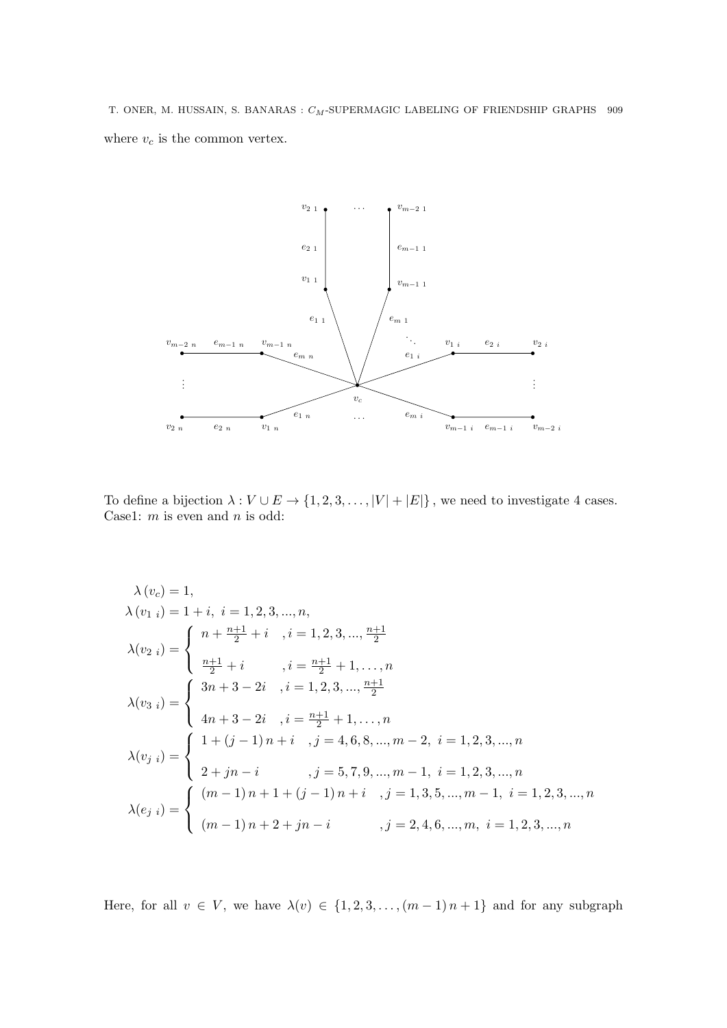where $v_c$ is the common vertex.

To define a bijection $\lambda : V \cup E \to \{1, 2, 3, \ldots, |V| + |E|\}$, we need to investigate 4 cases.
Case1: $m$ is even and $n$ is odd:

$$
\begin{aligned}
&\lambda(v_c) = 1,\\
&\lambda(v_{1\ i}) = 1 + i,\ i = 1, 2, 3, ..., n,\\
&\lambda(v_{2\ i}) = \begin{cases} n + \frac{n+1}{2} + i & , i = 1, 2, 3, ..., \frac{n+1}{2} \\ \frac{n+1}{2} + i & , i = \frac{n+1}{2} + 1, \ldots, n \end{cases}\\
&\lambda(v_{3\ i}) = \begin{cases} 3n + 3 - 2i & , i = 1, 2, 3, ..., \frac{n+1}{2} \\ 4n + 3 - 2i & , i = \frac{n+1}{2} + 1, \ldots, n \end{cases}\\
&\lambda(v_{j\ i}) = \begin{cases} 1 + (j-1)\,n + i & , j = 4, 6, 8, ..., m-2,\ i = 1, 2, 3, ..., n \\ 2 + jn - i & , j = 5, 7, 9, ..., m-1,\ i = 1, 2, 3, ..., n \end{cases}\\
&\lambda(e_{j\ i}) = \begin{cases} (m-1)\,n + 1 + (j-1)\,n + i & , j = 1, 3, 5, ..., m-1,\ i = 1, 2, 3, ..., n \\ (m-1)\,n + 2 + jn - i & , j = 2, 4, 6, ..., m,\ i = 1, 2, 3, ..., n \end{cases}
\end{aligned}
$$

Here, for all $v \in V$, we have $\lambda(v) \in \{1, 2, 3, \ldots, (m-1)\,n + 1\}$ and for any subgraph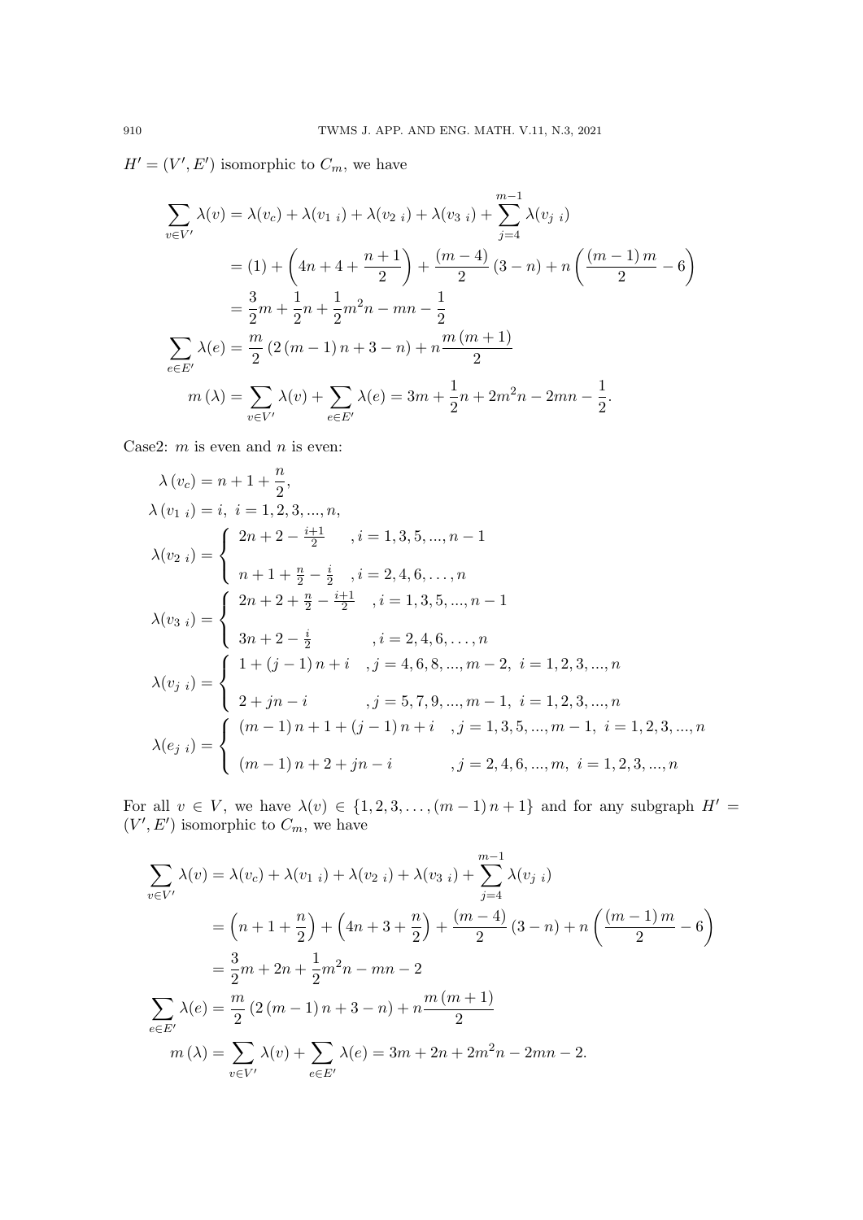$H' = (V', E')$ isomorphic to $C_m$, we have

$$
\begin{aligned}
\sum_{v \in V'} \lambda(v) &= \lambda(v_c) + \lambda(v_{1\ i}) + \lambda(v_{2\ i}) + \lambda(v_{3\ i}) + \sum_{j=4}^{m-1} \lambda(v_{j\ i}) \\
&= (1) + \left(4n + 4 + \frac{n+1}{2}\right) + \frac{(m-4)}{2}(3-n) + n\left(\frac{(m-1)m}{2} - 6\right) \\
&= \frac{3}{2}m + \frac{1}{2}n + \frac{1}{2}m^2 n - mn - \frac{1}{2} \\
\sum_{e \in E'} \lambda(e) &= \frac{m}{2}\left(2(m-1)n + 3 - n\right) + n\frac{m(m+1)}{2} \\
m(\lambda) &= \sum_{v \in V'} \lambda(v) + \sum_{e \in E'} \lambda(e) = 3m + \frac{1}{2}n + 2m^2 n - 2mn - \frac{1}{2}.
\end{aligned}
$$

Case2: $m$ is even and $n$ is even:

$$
\lambda(v_c) = n + 1 + \frac{n}{2},
$$

$$
\lambda(v_{1\ i}) = i,\ i = 1, 2, 3, ..., n,
$$

$$
\lambda(v_{2\ i}) = \begin{cases} 2n + 2 - \frac{i+1}{2} & , i = 1, 3, 5, ..., n-1 \\ n + 1 + \frac{n}{2} - \frac{i}{2} & , i = 2, 4, 6, \dots, n \end{cases}
$$

$$
\lambda(v_{3\ i}) = \begin{cases} 2n + 2 + \frac{n}{2} - \frac{i+1}{2} & , i = 1, 3, 5, ..., n-1 \\ 3n + 2 - \frac{i}{2} & , i = 2, 4, 6, \dots, n \end{cases}
$$

$$
\lambda(v_{j\ i}) = \begin{cases} 1 + (j-1)n + i & , j = 4, 6, 8, ..., m-2,\ i = 1, 2, 3, ..., n \\ 2 + jn - i & , j = 5, 7, 9, ..., m-1,\ i = 1, 2, 3, ..., n \end{cases}
$$

$$
\lambda(e_{j\ i}) = \begin{cases} (m-1)n + 1 + (j-1)n + i & , j = 1, 3, 5, ..., m-1,\ i = 1, 2, 3, ..., n \\ (m-1)n + 2 + jn - i & , j = 2, 4, 6, ..., m,\ i = 1, 2, 3, ..., n \end{cases}
$$

For all $v \in V$, we have $\lambda(v) \in \{1, 2, 3, \dots, (m-1)n + 1\}$ and for any subgraph $H' = (V', E')$ isomorphic to $C_m$, we have

$$
\begin{aligned}
\sum_{v \in V'} \lambda(v) &= \lambda(v_c) + \lambda(v_{1\ i}) + \lambda(v_{2\ i}) + \lambda(v_{3\ i}) + \sum_{j=4}^{m-1} \lambda(v_{j\ i}) \\
&= \left(n + 1 + \frac{n}{2}\right) + \left(4n + 3 + \frac{n}{2}\right) + \frac{(m-4)}{2}(3-n) + n\left(\frac{(m-1)m}{2} - 6\right) \\
&= \frac{3}{2}m + 2n + \frac{1}{2}m^2 n - mn - 2 \\
\sum_{e \in E'} \lambda(e) &= \frac{m}{2}\left(2(m-1)n + 3 - n\right) + n\frac{m(m+1)}{2} \\
m(\lambda) &= \sum_{v \in V'} \lambda(v) + \sum_{e \in E'} \lambda(e) = 3m + 2n + 2m^2 n - 2mn - 2.
\end{aligned}
$$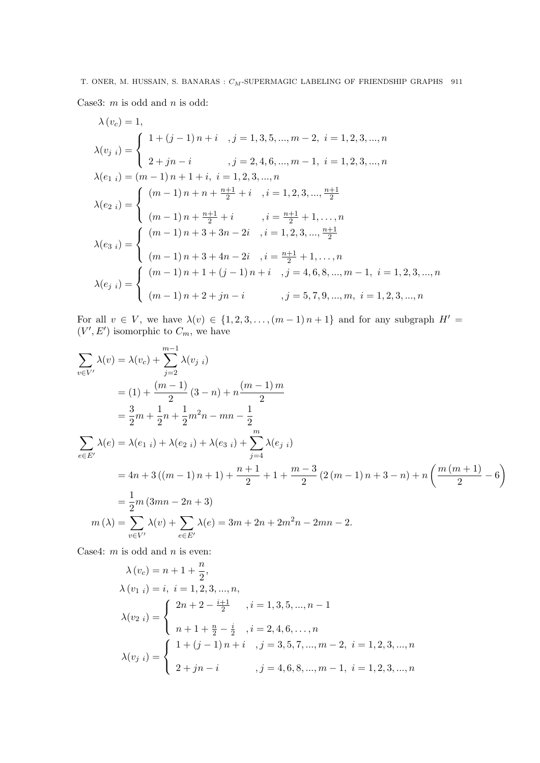Case3: $m$ is odd and $n$ is odd:

$$\lambda(v_c) = 1,$$

$$\lambda(v_{j\ i}) = \begin{cases} 1 + (j-1)n + i & , j = 1,3,5,...,m-2,\ i = 1,2,3,...,n \\ 2 + jn - i & , j = 2,4,6,...,m-1,\ i = 1,2,3,...,n \end{cases}$$

$$\lambda(e_{1\ i}) = (m-1)n + 1 + i,\ i = 1,2,3,...,n$$

$$\lambda(e_{2\ i}) = \begin{cases} (m-1)n + n + \frac{n+1}{2} + i & , i = 1,2,3,...,\frac{n+1}{2} \\ (m-1)n + \frac{n+1}{2} + i & , i = \frac{n+1}{2} + 1, \ldots, n \end{cases}$$

$$\lambda(e_{3\ i}) = \begin{cases} (m-1)n + 3 + 3n - 2i & , i = 1,2,3,...,\frac{n+1}{2} \\ (m-1)n + 3 + 4n - 2i & , i = \frac{n+1}{2} + 1, \ldots, n \end{cases}$$

$$\lambda(e_{j\ i}) = \begin{cases} (m-1)n + 1 + (j-1)n + i & , j = 4,6,8,...,m-1,\ i = 1,2,3,...,n \\ (m-1)n + 2 + jn - i & , j = 5,7,9,...,m,\ i = 1,2,3,...,n \end{cases}$$

For all $v \in V$, we have $\lambda(v) \in \{1,2,3,\ldots,(m-1)n+1\}$ and for any subgraph $H' = (V', E')$ isomorphic to $C_m$, we have

$$\begin{aligned}
\sum_{v\in V'} \lambda(v) &= \lambda(v_c) + \sum_{j=2}^{m-1} \lambda(v_{j\ i}) \\
&= (1) + \frac{(m-1)}{2}(3-n) + n\frac{(m-1)m}{2} \\
&= \frac{3}{2}m + \frac{1}{2}n + \frac{1}{2}m^2 n - mn - \frac{1}{2} \\
\sum_{e\in E'} \lambda(e) &= \lambda(e_{1\ i}) + \lambda(e_{2\ i}) + \lambda(e_{3\ i}) + \sum_{j=4}^{m} \lambda(e_{j\ i}) \\
&= 4n + 3((m-1)n+1) + \frac{n+1}{2} + 1 + \frac{m-3}{2}(2(m-1)n + 3 - n) + n\left(\frac{m(m+1)}{2} - 6\right) \\
&= \frac{1}{2}m(3mn - 2n + 3) \\
m(\lambda) &= \sum_{v\in V'} \lambda(v) + \sum_{e\in E'} \lambda(e) = 3m + 2n + 2m^2 n - 2mn - 2.
\end{aligned}$$

Case4: $m$ is odd and $n$ is even:

$$\lambda(v_c) = n + 1 + \frac{n}{2},$$

$$\lambda(v_{1\ i}) = i,\ i = 1,2,3,...,n,$$

$$\lambda(v_{2\ i}) = \begin{cases} 2n + 2 - \frac{i+1}{2} & , i = 1,3,5,...,n-1 \\ n + 1 + \frac{n}{2} - \frac{i}{2} & , i = 2,4,6,\ldots,n \end{cases}$$

$$\lambda(v_{j\ i}) = \begin{cases} 1 + (j-1)n + i & , j = 3,5,7,...,m-2,\ i = 1,2,3,...,n \\ 2 + jn - i & , j = 4,6,8,...,m-1,\ i = 1,2,3,...,n \end{cases}$$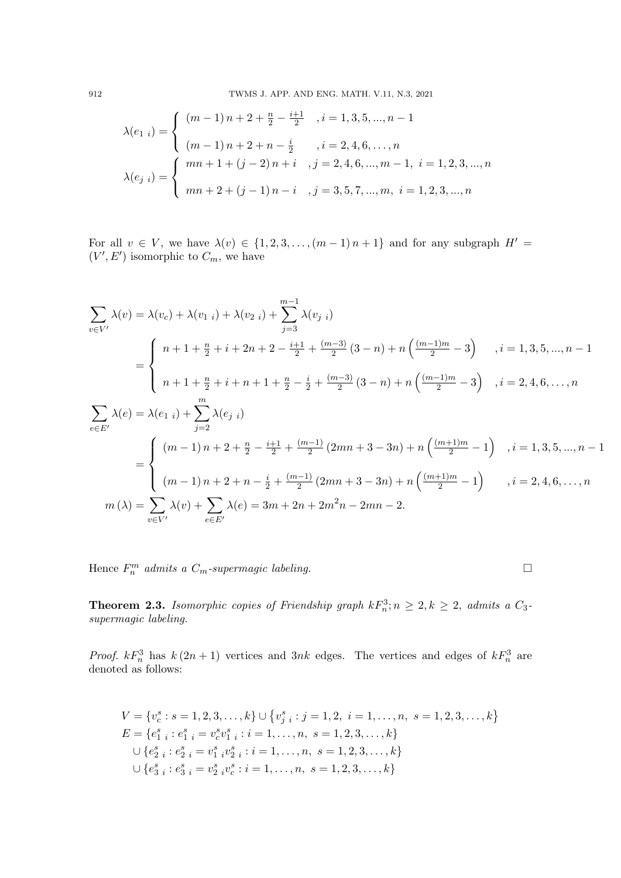$$\lambda(e_{1\ i}) = \begin{cases} (m-1)\,n + 2 + \frac{n}{2} - \frac{i+1}{2} & ,i = 1,3,5,...,n-1 \\ (m-1)\,n + 2 + n - \frac{i}{2} & ,i = 2,4,6,\ldots,n \end{cases}$$

$$\lambda(e_{j\ i}) = \begin{cases} mn + 1 + (j-2)\,n + i & ,j = 2,4,6,...,m-1,\ i = 1,2,3,...,n \\ mn + 2 + (j-1)\,n - i & ,j = 3,5,7,...,m,\ i = 1,2,3,...,n \end{cases}$$

For all $v \in V$, we have $\lambda(v) \in \{1, 2, 3, \ldots, (m-1)\,n+1\}$ and for any subgraph $H' = (V', E')$ isomorphic to $C_m$, we have

$$\sum_{v \in V'} \lambda(v) = \lambda(v_c) + \lambda(v_{1\ i}) + \lambda(v_{2\ i}) + \sum_{j=3}^{m-1} \lambda(v_{j\ i})$$

$$= \begin{cases} n + 1 + \frac{n}{2} + i + 2n + 2 - \frac{i+1}{2} + \frac{(m-3)}{2}(3-n) + n\left(\frac{(m-1)m}{2} - 3\right) & ,i = 1,3,5,...,n-1 \\ n + 1 + \frac{n}{2} + i + n + 1 + \frac{n}{2} - \frac{i}{2} + \frac{(m-3)}{2}(3-n) + n\left(\frac{(m-1)m}{2} - 3\right) & ,i = 2,4,6,\ldots,n \end{cases}$$

$$\sum_{e \in E'} \lambda(e) = \lambda(e_{1\ i}) + \sum_{j=2}^{m} \lambda(e_{j\ i})$$

$$= \begin{cases} (m-1)\,n + 2 + \frac{n}{2} - \frac{i+1}{2} + \frac{(m-1)}{2}(2mn + 3 - 3n) + n\left(\frac{(m+1)m}{2} - 1\right) & ,i = 1,3,5,...,n-1 \\ (m-1)\,n + 2 + n - \frac{i}{2} + \frac{(m-1)}{2}(2mn + 3 - 3n) + n\left(\frac{(m+1)m}{2} - 1\right) & ,i = 2,4,6,\ldots,n \end{cases}$$

$$m\,(\lambda) = \sum_{v \in V'} \lambda(v) + \sum_{e \in E'} \lambda(e) = 3m + 2n + 2m^2 n - 2mn - 2.$$

Hence $F_n^m$ *admits a* $C_m$*-supermagic labeling.* □

**Theorem 2.3.** *Isomorphic copies of Friendship graph* $kF_n^3; n \geq 2, k \geq 2$, *admits a* $C_3$*-supermagic labeling.*

*Proof.* $kF_n^3$ has $k\,(2n+1)$ vertices and $3nk$ edges. The vertices and edges of $kF_n^3$ are denoted as follows:

$$V = \{v_c^s : s = 1, 2, 3, \ldots, k\} \cup \left\{v_{j\ i}^s : j = 1, 2,\ i = 1, \ldots, n,\ s = 1, 2, 3, \ldots, k\right\}$$

$$E = \{e_{1\ i}^s : e_{1\ i}^s = v_c^s v_{1\ i}^s : i = 1, \ldots, n,\ s = 1, 2, 3, \ldots, k\}$$

$$\cup \{e_{2\ i}^s : e_{2\ i}^s = v_{1\ i}^s v_{2\ i}^s : i = 1, \ldots, n,\ s = 1, 2, 3, \ldots, k\}$$

$$\cup \{e_{3\ i}^s : e_{3\ i}^s = v_{2\ i}^s v_c^s : i = 1, \ldots, n,\ s = 1, 2, 3, \ldots, k\}$$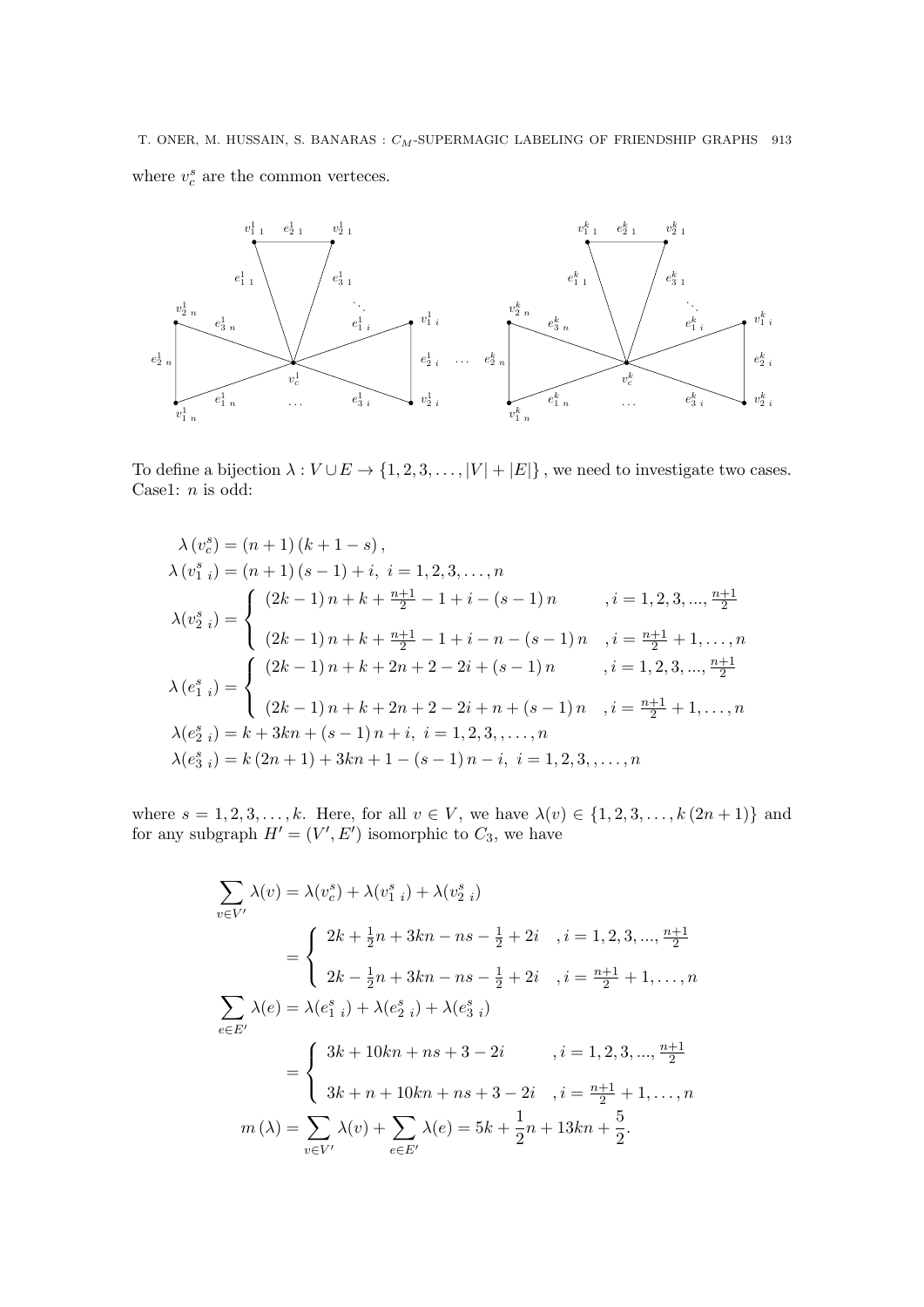where $v_c^s$ are the common verteces.

To define a bijection $\lambda : V \cup E \to \{1, 2, 3, \ldots, |V| + |E|\}$, we need to investigate two cases. Case1: $n$ is odd:

$$
\begin{aligned}
&\lambda\left(v_c^s\right) = (n+1)(k+1-s), \\
&\lambda\left(v_{1\ i}^s\right) = (n+1)(s-1) + i,\ i = 1, 2, 3, \ldots, n \\
&\lambda(v_{2\ i}^s) = \begin{cases} (2k-1)n + k + \frac{n+1}{2} - 1 + i - (s-1)n & , i = 1, 2, 3, ..., \frac{n+1}{2} \\ (2k-1)n + k + \frac{n+1}{2} - 1 + i - n - (s-1)n & , i = \frac{n+1}{2} + 1, \ldots, n \end{cases} \\
&\lambda\left(e_{1\ i}^s\right) = \begin{cases} (2k-1)n + k + 2n + 2 - 2i + (s-1)n & , i = 1, 2, 3, ..., \frac{n+1}{2} \\ (2k-1)n + k + 2n + 2 - 2i + n + (s-1)n & , i = \frac{n+1}{2} + 1, \ldots, n \end{cases} \\
&\lambda(e_{2\ i}^s) = k + 3kn + (s-1)n + i,\ i = 1, 2, 3, \ldots, n \\
&\lambda(e_{3\ i}^s) = k(2n+1) + 3kn + 1 - (s-1)n - i,\ i = 1, 2, 3, \ldots, n
\end{aligned}
$$

where $s = 1, 2, 3, \ldots, k$. Here, for all $v \in V$, we have $\lambda(v) \in \{1, 2, 3, \ldots, k(2n+1)\}$ and for any subgraph $H' = (V', E')$ isomorphic to $C_3$, we have

$$
\begin{aligned}
\sum_{v \in V'} \lambda(v) &= \lambda(v_c^s) + \lambda(v_{1\ i}^s) + \lambda(v_{2\ i}^s) \\
&= \begin{cases} 2k + \frac{1}{2}n + 3kn - ns - \frac{1}{2} + 2i & , i = 1, 2, 3, ..., \frac{n+1}{2} \\ 2k - \frac{1}{2}n + 3kn - ns - \frac{1}{2} + 2i & , i = \frac{n+1}{2} + 1, \ldots, n \end{cases} \\
\sum_{e \in E'} \lambda(e) &= \lambda(e_{1\ i}^s) + \lambda(e_{2\ i}^s) + \lambda(e_{3\ i}^s) \\
&= \begin{cases} 3k + 10kn + ns + 3 - 2i & , i = 1, 2, 3, ..., \frac{n+1}{2} \\ 3k + n + 10kn + ns + 3 - 2i & , i = \frac{n+1}{2} + 1, \ldots, n \end{cases} \\
m(\lambda) &= \sum_{v \in V'} \lambda(v) + \sum_{e \in E'} \lambda(e) = 5k + \frac{1}{2}n + 13kn + \frac{5}{2}.
\end{aligned}
$$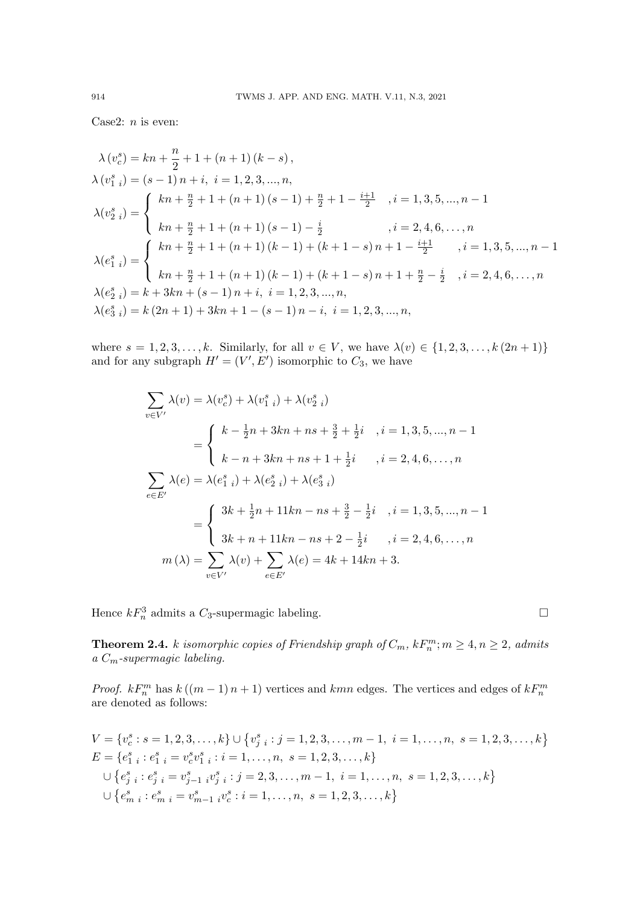Case2: $n$ is even:

$$\lambda\left(v_c^s\right) = kn + \frac{n}{2} + 1 + (n+1)(k-s),$$
$$\lambda\left(v_{1\ i}^s\right) = (s-1)n + i,\ i = 1,2,3,...,n,$$
$$\lambda(v_{2\ i}^s) = \begin{cases} kn + \frac{n}{2} + 1 + (n+1)(s-1) + \frac{n}{2} + 1 - \frac{i+1}{2} & ,i = 1,3,5,...,n-1 \\ kn + \frac{n}{2} + 1 + (n+1)(s-1) - \frac{i}{2} & ,i = 2,4,6,\ldots,n \end{cases}$$
$$\lambda(e_{1\ i}^s) = \begin{cases} kn + \frac{n}{2} + 1 + (n+1)(k-1) + (k+1-s)n + 1 - \frac{i+1}{2} & ,i = 1,3,5,...,n-1 \\ kn + \frac{n}{2} + 1 + (n+1)(k-1) + (k+1-s)n + 1 + \frac{n}{2} - \frac{i}{2} & ,i = 2,4,6,\ldots,n \end{cases}$$
$$\lambda(e_{2\ i}^s) = k + 3kn + (s-1)n + i,\ i = 1,2,3,...,n,$$
$$\lambda(e_{3\ i}^s) = k(2n+1) + 3kn + 1 - (s-1)n - i,\ i = 1,2,3,...,n,$$

where $s = 1,2,3,\ldots,k$. Similarly, for all $v \in V$, we have $\lambda(v) \in \{1,2,3,\ldots,k(2n+1)\}$ and for any subgraph $H' = (V', E')$ isomorphic to $C_3$, we have

$$\sum_{v\in V'} \lambda(v) = \lambda(v_c^s) + \lambda(v_{1\ i}^s) + \lambda(v_{2\ i}^s)$$
$$= \begin{cases} k - \frac{1}{2}n + 3kn + ns + \frac{3}{2} + \frac{1}{2}i & ,i = 1,3,5,...,n-1 \\ k - n + 3kn + ns + 1 + \frac{1}{2}i & ,i = 2,4,6,\ldots,n \end{cases}$$
$$\sum_{e\in E'} \lambda(e) = \lambda(e_{1\ i}^s) + \lambda(e_{2\ i}^s) + \lambda(e_{3\ i}^s)$$
$$= \begin{cases} 3k + \frac{1}{2}n + 11kn - ns + \frac{3}{2} - \frac{1}{2}i & ,i = 1,3,5,...,n-1 \\ 3k + n + 11kn - ns + 2 - \frac{1}{2}i & ,i = 2,4,6,\ldots,n \end{cases}$$
$$m(\lambda) = \sum_{v\in V'} \lambda(v) + \sum_{e\in E'} \lambda(e) = 4k + 14kn + 3.$$

Hence $kF_n^3$ admits a $C_3$-supermagic labeling. □

**Theorem 2.4.** *$k$ isomorphic copies of Friendship graph of $C_m$, $kF_n^m; m \geq 4, n \geq 2$, admits a $C_m$-supermagic labeling.*

*Proof.* $kF_n^m$ has $k((m-1)n+1)$ vertices and $kmn$ edges. The vertices and edges of $kF_n^m$ are denoted as follows:

$$V = \{v_c^s : s = 1,2,3,\ldots,k\} \cup \left\{v_{j\ i}^s : j = 1,2,3,\ldots,m-1,\ i = 1,\ldots,n,\ s = 1,2,3,\ldots,k\right\}$$
$$E = \{e_{1\ i}^s : e_{1\ i}^s = v_c^s v_{1\ i}^s : i = 1,\ldots,n,\ s = 1,2,3,\ldots,k\}$$
$$\cup \left\{e_{j\ i}^s : e_{j\ i}^s = v_{j-1\ i}^s v_{j\ i}^s : j = 2,3,\ldots,m-1,\ i = 1,\ldots,n,\ s = 1,2,3,\ldots,k\right\}$$
$$\cup \left\{e_{m\ i}^s : e_{m\ i}^s = v_{m-1\ i}^s v_c^s : i = 1,\ldots,n,\ s = 1,2,3,\ldots,k\right\}$$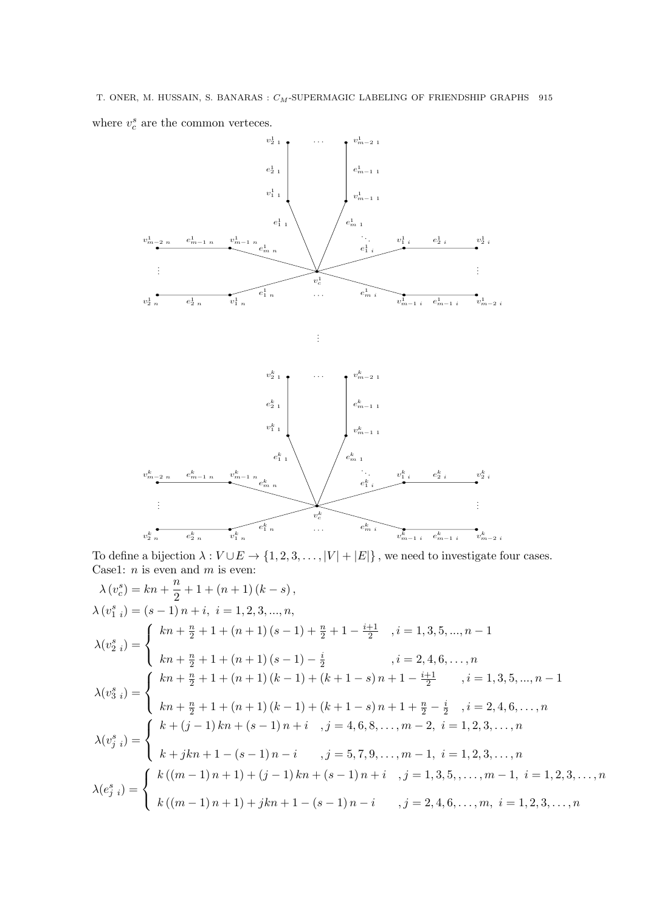where $v_c^s$ are the common verteces.

To define a bijection $\lambda : V \cup E \to \{1, 2, 3, \ldots, |V| + |E|\}$, we need to investigate four cases.
Case1: $n$ is even and $m$ is even:

$$\lambda\left(v_c^s\right) = kn + \frac{n}{2} + 1 + (n+1)(k-s),$$

$$\lambda\left(v_{1\ i}^s\right) = (s-1)n + i, \ i = 1, 2, 3, ..., n,$$

$$\lambda(v_{2\ i}^s) = \begin{cases} kn + \frac{n}{2} + 1 + (n+1)(s-1) + \frac{n}{2} + 1 - \frac{i+1}{2} & , i = 1, 3, 5, ..., n-1 \\ kn + \frac{n}{2} + 1 + (n+1)(s-1) - \frac{i}{2} & , i = 2, 4, 6, \ldots, n \end{cases}$$

$$\lambda(v_{3\ i}^s) = \begin{cases} kn + \frac{n}{2} + 1 + (n+1)(k-1) + (k+1-s)n + 1 - \frac{i+1}{2} & , i = 1, 3, 5, ..., n-1 \\ kn + \frac{n}{2} + 1 + (n+1)(k-1) + (k+1-s)n + 1 + \frac{n}{2} - \frac{i}{2} & , i = 2, 4, 6, \ldots, n \end{cases}$$

$$\lambda(v_{j\ i}^s) = \begin{cases} k + (j-1)kn + (s-1)n + i & , j = 4, 6, 8, \ldots, m-2, \ i = 1, 2, 3, \ldots, n \\ k + jkn + 1 - (s-1)n - i & , j = 5, 7, 9, \ldots, m-1, \ i = 1, 2, 3, \ldots, n \end{cases}$$

$$\lambda(e_{j\ i}^s) = \begin{cases} k\left((m-1)n + 1\right) + (j-1)kn + (s-1)n + i & , j = 1, 3, 5, \ldots, m-1, \ i = 1, 2, 3, \ldots, n \\ k\left((m-1)n + 1\right) + jkn + 1 - (s-1)n - i & , j = 2, 4, 6, \ldots, m, \ i = 1, 2, 3, \ldots, n \end{cases}$$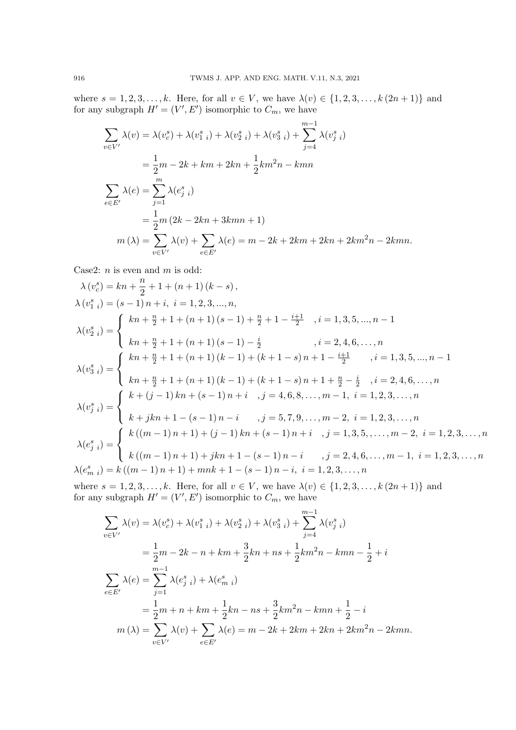where $s = 1, 2, 3, \ldots, k$. Here, for all $v \in V$, we have $\lambda(v) \in \{1, 2, 3, \ldots, k(2n+1)\}$ and for any subgraph $H' = (V', E')$ isomorphic to $C_m$, we have

$$\begin{aligned}
\sum_{v \in V'} \lambda(v) &= \lambda(v_c^s) + \lambda(v_{1\ i}^s) + \lambda(v_{2\ i}^s) + \lambda(v_{3\ i}^s) + \sum_{j=4}^{m-1} \lambda(v_{j\ i}^s) \\
&= \frac{1}{2}m - 2k + km + 2kn + \frac{1}{2}km^2n - kmn \\
\sum_{e \in E'} \lambda(e) &= \sum_{j=1}^{m} \lambda(e_{j\ i}^s) \\
&= \frac{1}{2}m\left(2k - 2kn + 3kmn + 1\right) \\
m(\lambda) &= \sum_{v \in V'} \lambda(v) + \sum_{e \in E'} \lambda(e) = m - 2k + 2km + 2kn + 2km^2n - 2kmn.
\end{aligned}$$

Case2: $n$ is even and $m$ is odd:

$$\lambda(v_c^s) = kn + \frac{n}{2} + 1 + (n+1)(k-s),$$

$$\lambda(v_{1\ i}^s) = (s-1)n + i, \ i = 1, 2, 3, ..., n,$$

$$\lambda(v_{2\ i}^s) = \begin{cases} kn + \frac{n}{2} + 1 + (n+1)(s-1) + \frac{n}{2} + 1 - \frac{i+1}{2} & , i = 1, 3, 5, ..., n-1 \\ kn + \frac{n}{2} + 1 + (n+1)(s-1) - \frac{i}{2} & , i = 2, 4, 6, \ldots, n \end{cases}$$

$$\lambda(v_{3\ i}^s) = \begin{cases} kn + \frac{n}{2} + 1 + (n+1)(k-1) + (k+1-s)n + 1 - \frac{i+1}{2} & , i = 1, 3, 5, ..., n-1 \\ kn + \frac{n}{2} + 1 + (n+1)(k-1) + (k+1-s)n + 1 + \frac{n}{2} - \frac{i}{2} & , i = 2, 4, 6, \ldots, n \end{cases}$$

$$\lambda(v_{j\ i}^s) = \begin{cases} k + (j-1)kn + (s-1)n + i & , j = 4, 6, 8, \ldots, m-1, \ i = 1, 2, 3, \ldots, n \\ k + jkn + 1 - (s-1)n - i & , j = 5, 7, 9, \ldots, m-2, \ i = 1, 2, 3, \ldots, n \end{cases}$$

$$\lambda(e_{j\ i}^s) = \begin{cases} k((m-1)n+1) + (j-1)kn + (s-1)n + i & , j = 1, 3, 5, \ldots, m-2, \ i = 1, 2, 3, \ldots, n \\ k((m-1)n+1) + jkn + 1 - (s-1)n - i & , j = 2, 4, 6, \ldots, m-1, \ i = 1, 2, 3, \ldots, n \end{cases}$$

$$\lambda(e_{m\ i}^s) = k((m-1)n+1) + mnk + 1 - (s-1)n - i, \ i = 1, 2, 3, \ldots, n$$

where $s = 1, 2, 3, \ldots, k$. Here, for all $v \in V$, we have $\lambda(v) \in \{1, 2, 3, \ldots, k(2n+1)\}$ and for any subgraph $H' = (V', E')$ isomorphic to $C_m$, we have

$$\begin{aligned}
\sum_{v \in V'} \lambda(v) &= \lambda(v_c^s) + \lambda(v_{1\ i}^s) + \lambda(v_{2\ i}^s) + \lambda(v_{3\ i}^s) + \sum_{j=4}^{m-1} \lambda(v_{j\ i}^s) \\
&= \frac{1}{2}m - 2k - n + km + \frac{3}{2}kn + ns + \frac{1}{2}km^2n - kmn - \frac{1}{2} + i \\
\sum_{e \in E'} \lambda(e) &= \sum_{j=1}^{m-1} \lambda(e_{j\ i}^s) + \lambda(e_{m\ i}^s) \\
&= \frac{1}{2}m + n + km + \frac{1}{2}kn - ns + \frac{3}{2}km^2n - kmn + \frac{1}{2} - i \\
m(\lambda) &= \sum_{v \in V'} \lambda(v) + \sum_{e \in E'} \lambda(e) = m - 2k + 2km + 2kn + 2km^2n - 2kmn.
\end{aligned}$$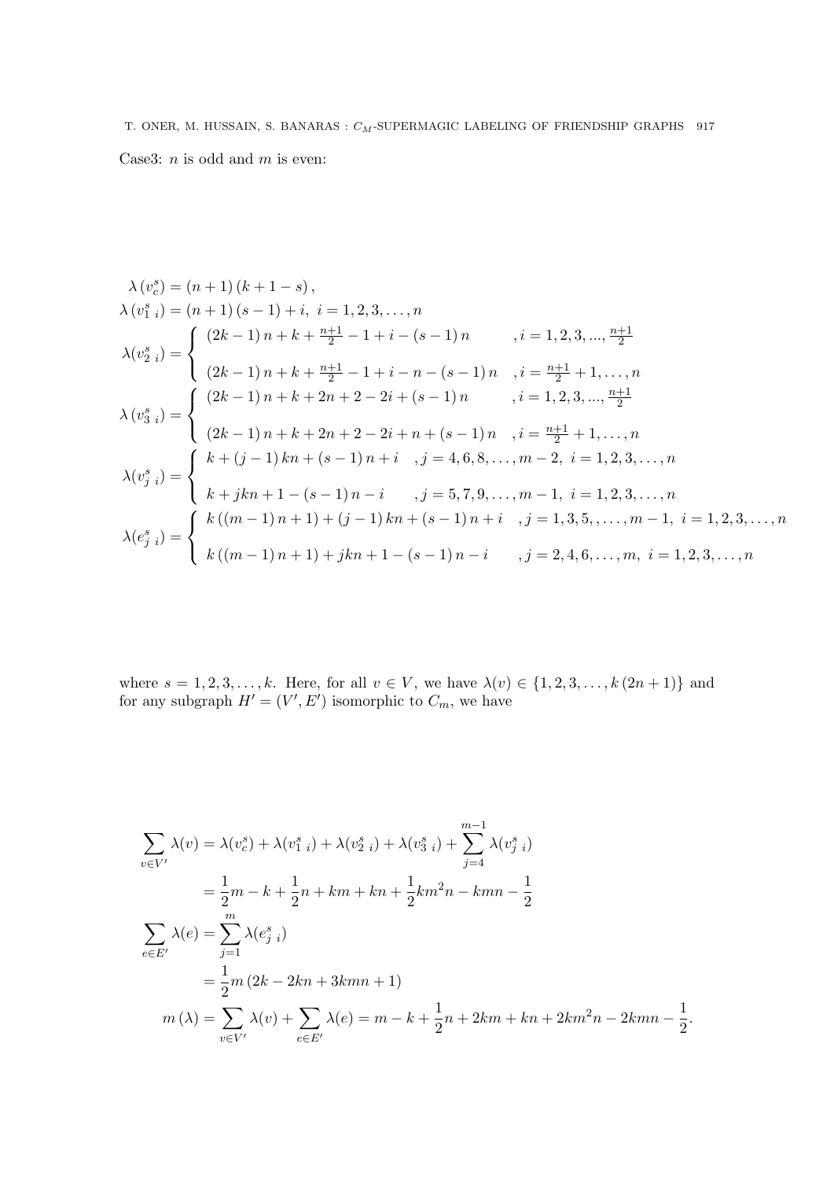Case3: $n$ is odd and $m$ is even:

$$
\begin{aligned}
&\lambda\left(v_c^s\right)=(n+1)(k+1-s), \\
&\lambda\left(v_{1\ i}^s\right)=(n+1)(s-1)+i,\ i=1,2,3,\ldots,n \\
&\lambda(v_{2\ i}^s)=\begin{cases}(2k-1)n+k+\frac{n+1}{2}-1+i-(s-1)n & ,i=1,2,3,...,\frac{n+1}{2} \\ (2k-1)n+k+\frac{n+1}{2}-1+i-n-(s-1)n & ,i=\frac{n+1}{2}+1,\ldots,n\end{cases} \\
&\lambda\left(v_{3\ i}^s\right)=\begin{cases}(2k-1)n+k+2n+2-2i+(s-1)n & ,i=1,2,3,...,\frac{n+1}{2} \\ (2k-1)n+k+2n+2-2i+n+(s-1)n & ,i=\frac{n+1}{2}+1,\ldots,n\end{cases} \\
&\lambda(v_{j\ i}^s)=\begin{cases}k+(j-1)kn+(s-1)n+i & ,j=4,6,8,\ldots,m-2,\ i=1,2,3,\ldots,n \\ k+jkn+1-(s-1)n-i & ,j=5,7,9,\ldots,m-1,\ i=1,2,3,\ldots,n\end{cases} \\
&\lambda(e_{j\ i}^s)=\begin{cases}k\left((m-1)n+1\right)+(j-1)kn+(s-1)n+i & ,j=1,3,5,,\ldots,m-1,\ i=1,2,3,\ldots,n \\ k\left((m-1)n+1\right)+jkn+1-(s-1)n-i & ,j=2,4,6,\ldots,m,\ i=1,2,3,\ldots,n\end{cases}
\end{aligned}
$$

where $s=1,2,3,\ldots,k$. Here, for all $v\in V$, we have $\lambda(v)\in\{1,2,3,\ldots,k(2n+1)\}$ and for any subgraph $H'=(V',E')$ isomorphic to $C_m$, we have

$$
\begin{aligned}
\sum_{v\in V'}\lambda(v) &= \lambda(v_c^s)+\lambda(v_{1\ i}^s)+\lambda(v_{2\ i}^s)+\lambda(v_{3\ i}^s)+\sum_{j=4}^{m-1}\lambda(v_{j\ i}^s) \\
&= \frac{1}{2}m-k+\frac{1}{2}n+km+kn+\frac{1}{2}km^2n-kmn-\frac{1}{2} \\
\sum_{e\in E'}\lambda(e) &= \sum_{j=1}^{m}\lambda(e_{j\ i}^s) \\
&= \frac{1}{2}m\left(2k-2kn+3kmn+1\right) \\
m\left(\lambda\right) &= \sum_{v\in V'}\lambda(v)+\sum_{e\in E'}\lambda(e)=m-k+\frac{1}{2}n+2km+kn+2km^2n-2kmn-\frac{1}{2}.
\end{aligned}
$$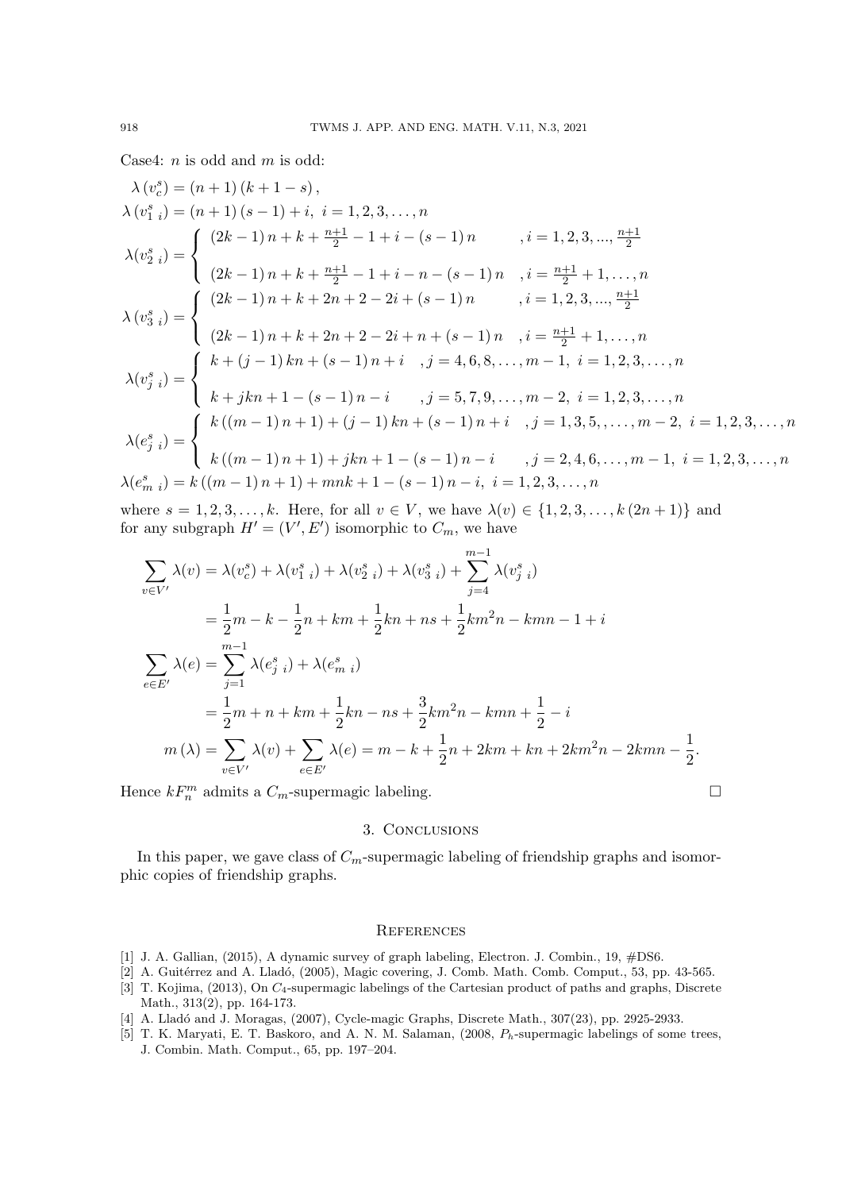Case4: $n$ is odd and $m$ is odd:

$$\lambda\left(v_c^s\right)=(n+1)(k+1-s),$$

$$\lambda\left(v_{1\ i}^s\right)=(n+1)(s-1)+i,\ i=1,2,3,\ldots,n$$

$$\lambda(v_{2\ i}^s)=\begin{cases}(2k-1)n+k+\frac{n+1}{2}-1+i-(s-1)n & ,i=1,2,3,...,\frac{n+1}{2}\\ (2k-1)n+k+\frac{n+1}{2}-1+i-n-(s-1)n & ,i=\frac{n+1}{2}+1,\ldots,n\end{cases}$$

$$\lambda\left(v_{3\ i}^s\right)=\begin{cases}(2k-1)n+k+2n+2-2i+(s-1)n & ,i=1,2,3,...,\frac{n+1}{2}\\ (2k-1)n+k+2n+2-2i+n+(s-1)n & ,i=\frac{n+1}{2}+1,\ldots,n\end{cases}$$

$$\lambda(v_{j\ i}^s)=\begin{cases}k+(j-1)kn+(s-1)n+i & ,j=4,6,8,\ldots,m-1,\ i=1,2,3,\ldots,n\\ k+jkn+1-(s-1)n-i & ,j=5,7,9,\ldots,m-2,\ i=1,2,3,\ldots,n\end{cases}$$

$$\lambda(e_{j\ i}^s)=\begin{cases}k\left((m-1)n+1\right)+(j-1)kn+(s-1)n+i & ,j=1,3,5,,\ldots,m-2,\ i=1,2,3,\ldots,n\\ k\left((m-1)n+1\right)+jkn+1-(s-1)n-i & ,j=2,4,6,\ldots,m-1,\ i=1,2,3,\ldots,n\end{cases}$$

$$\lambda(e_{m\ i}^s)=k\left((m-1)n+1\right)+mnk+1-(s-1)n-i,\ i=1,2,3,\ldots,n$$

where $s=1,2,3,\ldots,k$. Here, for all $v\in V$, we have $\lambda(v)\in\{1,2,3,\ldots,k(2n+1)\}$ and for any subgraph $H'=(V',E')$ isomorphic to $C_m$, we have

$$\begin{aligned}\sum_{v\in V'}\lambda(v)&=\lambda(v_c^s)+\lambda(v_{1\ i}^s)+\lambda(v_{2\ i}^s)+\lambda(v_{3\ i}^s)+\sum_{j=4}^{m-1}\lambda(v_{j\ i}^s)\\&=\frac{1}{2}m-k-\frac{1}{2}n+km+\frac{1}{2}kn+ns+\frac{1}{2}km^2n-kmn-1+i\\ \sum_{e\in E'}\lambda(e)&=\sum_{j=1}^{m-1}\lambda(e_{j\ i}^s)+\lambda(e_{m\ i}^s)\\&=\frac{1}{2}m+n+km+\frac{1}{2}kn-ns+\frac{3}{2}km^2n-kmn+\frac{1}{2}-i\\ m\left(\lambda\right)&=\sum_{v\in V'}\lambda(v)+\sum_{e\in E'}\lambda(e)=m-k+\frac{1}{2}n+2km+kn+2km^2n-2kmn-\frac{1}{2}.\end{aligned}$$

Hence $kF_n^m$ admits a $C_m$-supermagic labeling. □

## 3. Conclusions

In this paper, we gave class of $C_m$-supermagic labeling of friendship graphs and isomorphic copies of friendship graphs.

## References

[1] J. A. Gallian, (2015), A dynamic survey of graph labeling, Electron. J. Combin., 19, #DS6.

[2] A. Guitérrez and A. Lladó, (2005), Magic covering, J. Comb. Math. Comb. Comput., 53, pp. 43-565.

[3] T. Kojima, (2013), On $C_4$-supermagic labelings of the Cartesian product of paths and graphs, Discrete Math., 313(2), pp. 164-173.

[4] A. Lladó and J. Moragas, (2007), Cycle-magic Graphs, Discrete Math., 307(23), pp. 2925-2933.

[5] T. K. Maryati, E. T. Baskoro, and A. N. M. Salaman, (2008, $P_h$-supermagic labelings of some trees, J. Combin. Math. Comput., 65, pp. 197–204.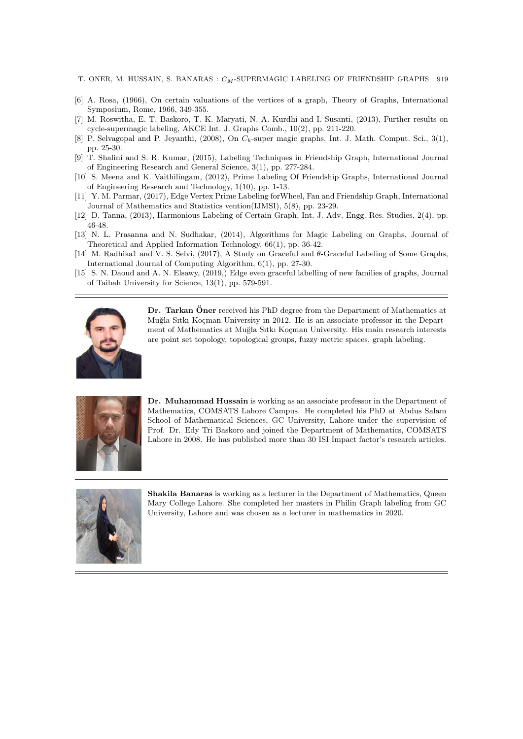[6] A. Rosa, (1966), On certain valuations of the vertices of a graph, Theory of Graphs, International Symposium, Rome, 1966, 349-355.

[7] M. Roswitha, E. T. Baskoro, T. K. Maryati, N. A. Kurdhi and I. Susanti, (2013), Further results on cycle-supermagic labeling, AKCE Int. J. Graphs Comb., 10(2), pp. 211-220.

[8] P. Selvagopal and P. Jeyanthi, (2008), On $C_k$-super magic graphs, Int. J. Math. Comput. Sci., 3(1), pp. 25-30.

[9] T. Shalini and S. R. Kumar, (2015), Labeling Techniques in Friendship Graph, International Journal of Engineering Research and General Science, 3(1), pp. 277-284.

[10] S. Meena and K. Vaithilingam, (2012), Prime Labeling Of Friendship Graphs, International Journal of Engineering Research and Technology, 1(10), pp. 1-13.

[11] Y. M. Parmar, (2017), Edge Vertex Prime Labeling forWheel, Fan and Friendship Graph, International Journal of Mathematics and Statistics vention(IJMSI), 5(8), pp. 23-29.

[12] D. Tanna, (2013), Harmonious Labeling of Certain Graph, Int. J. Adv. Engg. Res. Studies, 2(4), pp. 46-48.

[13] N. L. Prasanna and N. Sudhakar, (2014), Algorithms for Magic Labeling on Graphs, Journal of Theoretical and Applied Information Technology, 66(1), pp. 36-42.

[14] M. Radhika1 and V. S. Selvi, (2017), A Study on Graceful and $\theta$-Graceful Labeling of Some Graphs, International Journal of Computing Algorithm, 6(1), pp. 27-30.

[15] S. N. Daoud and A. N. Elsawy, (2019,) Edge even graceful labelling of new families of graphs, Journal of Taibah University for Science, 13(1), pp. 579-591.

---

**Dr. Tarkan Öner** received his PhD degree from the Department of Mathematics at Muğla Sıtkı Koçman University in 2012. He is an associate professor in the Department of Mathematics at Muğla Sıtkı Koçman University. His main research interests are point set topology, topological groups, fuzzy metric spaces, graph labeling.

---

**Dr. Muhammad Hussain** is working as an associate professor in the Department of Mathematics, COMSATS Lahore Campus. He completed his PhD at Abdus Salam School of Mathematical Sciences, GC University, Lahore under the supervision of Prof. Dr. Edy Tri Baskoro and joined the Department of Mathematics, COMSATS Lahore in 2008. He has published more than 30 ISI Impact factor's research articles.

---

**Shakila Banaras** is working as a lecturer in the Department of Mathematics, Queen Mary College Lahore. She completed her masters in Philin Graph labeling from GC University, Lahore and was chosen as a lecturer in mathematics in 2020.